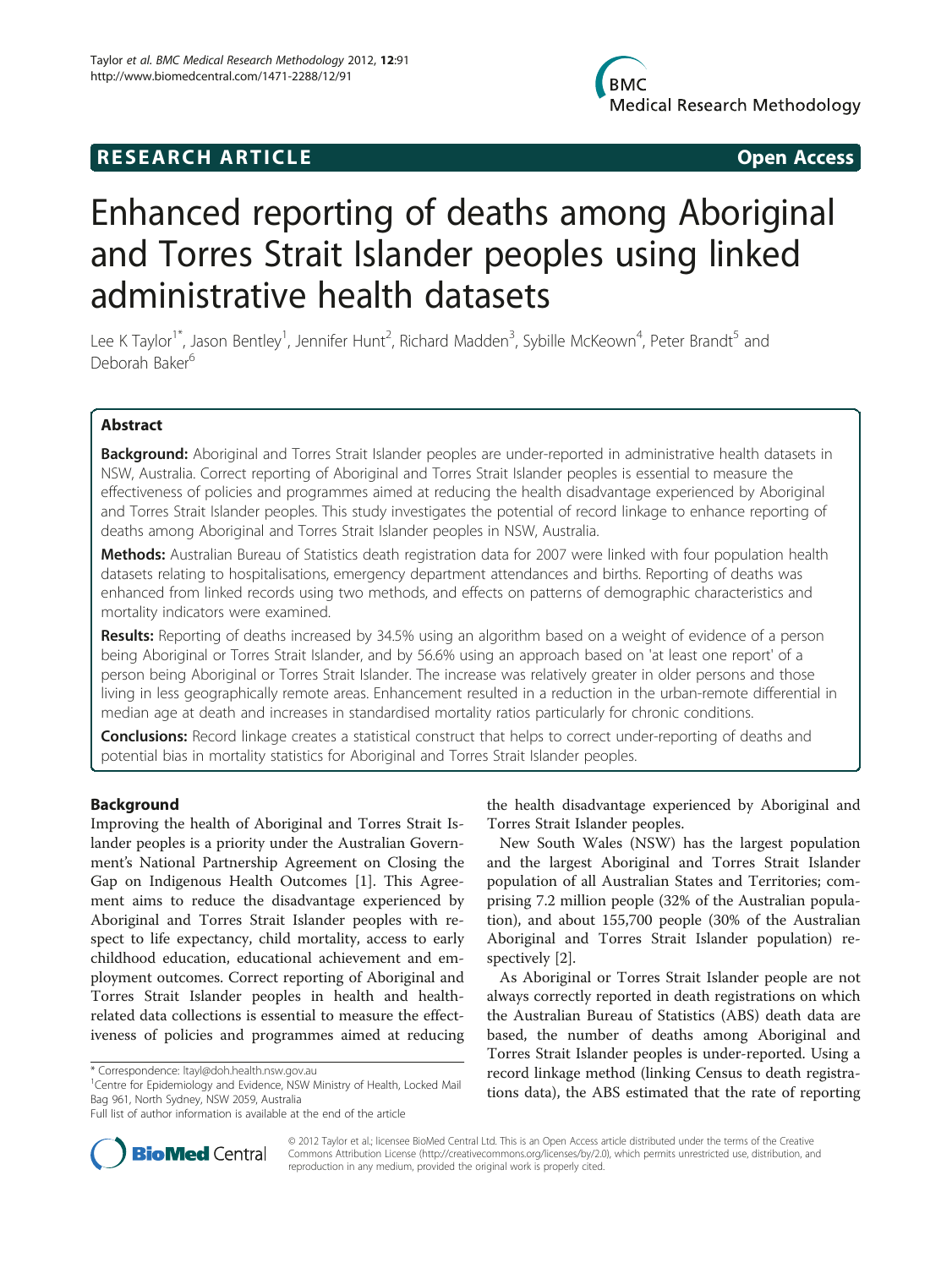# RESEARCH ARTICLE

**Open Access**

# Enhanced reporting of deaths among Aboriginal and Torres Strait Islander peoples using linked administrative health datasets

Lee K Taylor[1*], Jason Bentley[1], Jennifer Hunt[2], Richard Madden[3], Sybille McKeown[4], Peter Brandt[5] and Deborah Baker[6]

## Abstract

**Background:** Aboriginal and Torres Strait Islander peoples are under-reported in administrative health datasets in NSW, Australia. Correct reporting of Aboriginal and Torres Strait Islander peoples is essential to measure the effectiveness of policies and programmes aimed at reducing the health disadvantage experienced by Aboriginal and Torres Strait Islander peoples. This study investigates the potential of record linkage to enhance reporting of deaths among Aboriginal and Torres Strait Islander peoples in NSW, Australia.

**Methods:** Australian Bureau of Statistics death registration data for 2007 were linked with four population health datasets relating to hospitalisations, emergency department attendances and births. Reporting of deaths was enhanced from linked records using two methods, and effects on patterns of demographic characteristics and mortality indicators were examined.

**Results:** Reporting of deaths increased by 34.5% using an algorithm based on a weight of evidence of a person being Aboriginal or Torres Strait Islander, and by 56.6% using an approach based on 'at least one report' of a person being Aboriginal or Torres Strait Islander. The increase was relatively greater in older persons and those living in less geographically remote areas. Enhancement resulted in a reduction in the urban-remote differential in median age at death and increases in standardised mortality ratios particularly for chronic conditions.

**Conclusions:** Record linkage creates a statistical construct that helps to correct under-reporting of deaths and potential bias in mortality statistics for Aboriginal and Torres Strait Islander peoples.

## Background

Improving the health of Aboriginal and Torres Strait Islander peoples is a priority under the Australian Government's National Partnership Agreement on Closing the Gap on Indigenous Health Outcomes [1]. This Agreement aims to reduce the disadvantage experienced by Aboriginal and Torres Strait Islander peoples with respect to life expectancy, child mortality, access to early childhood education, educational achievement and employment outcomes. Correct reporting of Aboriginal and Torres Strait Islander peoples in health and health-related data collections is essential to measure the effectiveness of policies and programmes aimed at reducing the health disadvantage experienced by Aboriginal and Torres Strait Islander peoples.

New South Wales (NSW) has the largest population and the largest Aboriginal and Torres Strait Islander population of all Australian States and Territories; comprising 7.2 million people (32% of the Australian population), and about 155,700 people (30% of the Australian Aboriginal and Torres Strait Islander population) respectively [2].

As Aboriginal or Torres Strait Islander people are not always correctly reported in death registrations on which the Australian Bureau of Statistics (ABS) death data are based, the number of deaths among Aboriginal and Torres Strait Islander peoples is under-reported. Using a record linkage method (linking Census to death registrations data), the ABS estimated that the rate of reporting

\* Correspondence: ltayl@doh.health.nsw.gov.au
[1]Centre for Epidemiology and Evidence, NSW Ministry of Health, Locked Mail Bag 961, North Sydney, NSW 2059, Australia
Full list of author information is available at the end of the article

© 2012 Taylor et al.; licensee BioMed Central Ltd. This is an Open Access article distributed under the terms of the Creative Commons Attribution License (http://creativecommons.org/licenses/by/2.0), which permits unrestricted use, distribution, and reproduction in any medium, provided the original work is properly cited.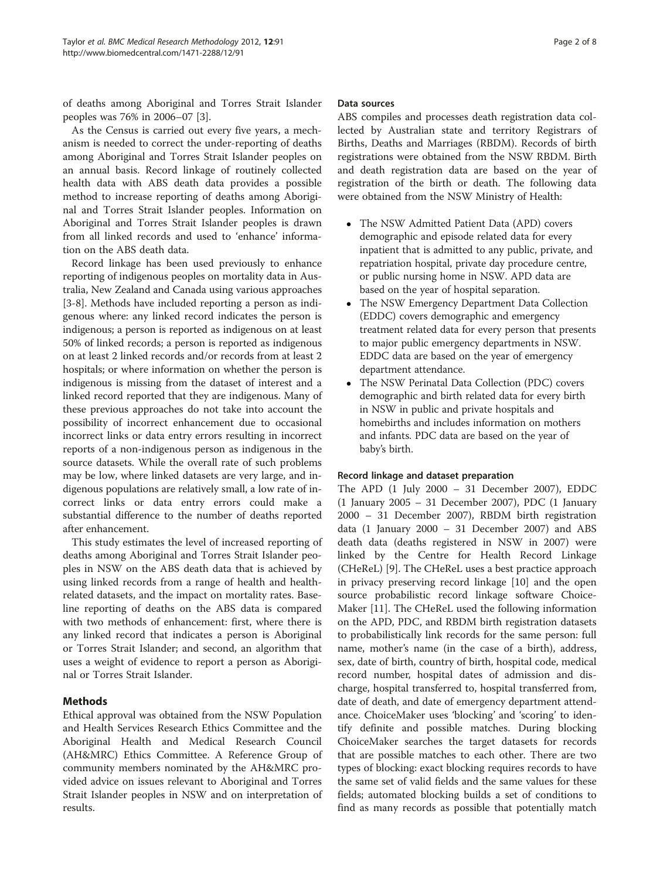of deaths among Aboriginal and Torres Strait Islander peoples was 76% in 2006–07 [3].

As the Census is carried out every five years, a mechanism is needed to correct the under-reporting of deaths among Aboriginal and Torres Strait Islander peoples on an annual basis. Record linkage of routinely collected health data with ABS death data provides a possible method to increase reporting of deaths among Aboriginal and Torres Strait Islander peoples. Information on Aboriginal and Torres Strait Islander peoples is drawn from all linked records and used to 'enhance' information on the ABS death data.

Record linkage has been used previously to enhance reporting of indigenous peoples on mortality data in Australia, New Zealand and Canada using various approaches [3-8]. Methods have included reporting a person as indigenous where: any linked record indicates the person is indigenous; a person is reported as indigenous on at least 50% of linked records; a person is reported as indigenous on at least 2 linked records and/or records from at least 2 hospitals; or where information on whether the person is indigenous is missing from the dataset of interest and a linked record reported that they are indigenous. Many of these previous approaches do not take into account the possibility of incorrect enhancement due to occasional incorrect links or data entry errors resulting in incorrect reports of a non-indigenous person as indigenous in the source datasets. While the overall rate of such problems may be low, where linked datasets are very large, and indigenous populations are relatively small, a low rate of incorrect links or data entry errors could make a substantial difference to the number of deaths reported after enhancement.

This study estimates the level of increased reporting of deaths among Aboriginal and Torres Strait Islander peoples in NSW on the ABS death data that is achieved by using linked records from a range of health and health-related datasets, and the impact on mortality rates. Baseline reporting of deaths on the ABS data is compared with two methods of enhancement: first, where there is any linked record that indicates a person is Aboriginal or Torres Strait Islander; and second, an algorithm that uses a weight of evidence to report a person as Aboriginal or Torres Strait Islander.

## Methods

Ethical approval was obtained from the NSW Population and Health Services Research Ethics Committee and the Aboriginal Health and Medical Research Council (AH&MRC) Ethics Committee. A Reference Group of community members nominated by the AH&MRC provided advice on issues relevant to Aboriginal and Torres Strait Islander peoples in NSW and on interpretation of results.

### Data sources

ABS compiles and processes death registration data collected by Australian state and territory Registrars of Births, Deaths and Marriages (RBDM). Records of birth registrations were obtained from the NSW RBDM. Birth and death registration data are based on the year of registration of the birth or death. The following data were obtained from the NSW Ministry of Health:

- The NSW Admitted Patient Data (APD) covers demographic and episode related data for every inpatient that is admitted to any public, private, and repatriation hospital, private day procedure centre, or public nursing home in NSW. APD data are based on the year of hospital separation.
- The NSW Emergency Department Data Collection (EDDC) covers demographic and emergency treatment related data for every person that presents to major public emergency departments in NSW. EDDC data are based on the year of emergency department attendance.
- The NSW Perinatal Data Collection (PDC) covers demographic and birth related data for every birth in NSW in public and private hospitals and homebirths and includes information on mothers and infants. PDC data are based on the year of baby's birth.

### Record linkage and dataset preparation

The APD (1 July 2000 – 31 December 2007), EDDC (1 January 2005 – 31 December 2007), PDC (1 January 2000 – 31 December 2007), RBDM birth registration data (1 January 2000 – 31 December 2007) and ABS death data (deaths registered in NSW in 2007) were linked by the Centre for Health Record Linkage (CHeReL) [9]. The CHeReL uses a best practice approach in privacy preserving record linkage [10] and the open source probabilistic record linkage software ChoiceMaker [11]. The CHeReL used the following information on the APD, PDC, and RBDM birth registration datasets to probabilistically link records for the same person: full name, mother's name (in the case of a birth), address, sex, date of birth, country of birth, hospital code, medical record number, hospital dates of admission and discharge, hospital transferred to, hospital transferred from, date of death, and date of emergency department attendance. ChoiceMaker uses 'blocking' and 'scoring' to identify definite and possible matches. During blocking ChoiceMaker searches the target datasets for records that are possible matches to each other. There are two types of blocking: exact blocking requires records to have the same set of valid fields and the same values for these fields; automated blocking builds a set of conditions to find as many records as possible that potentially match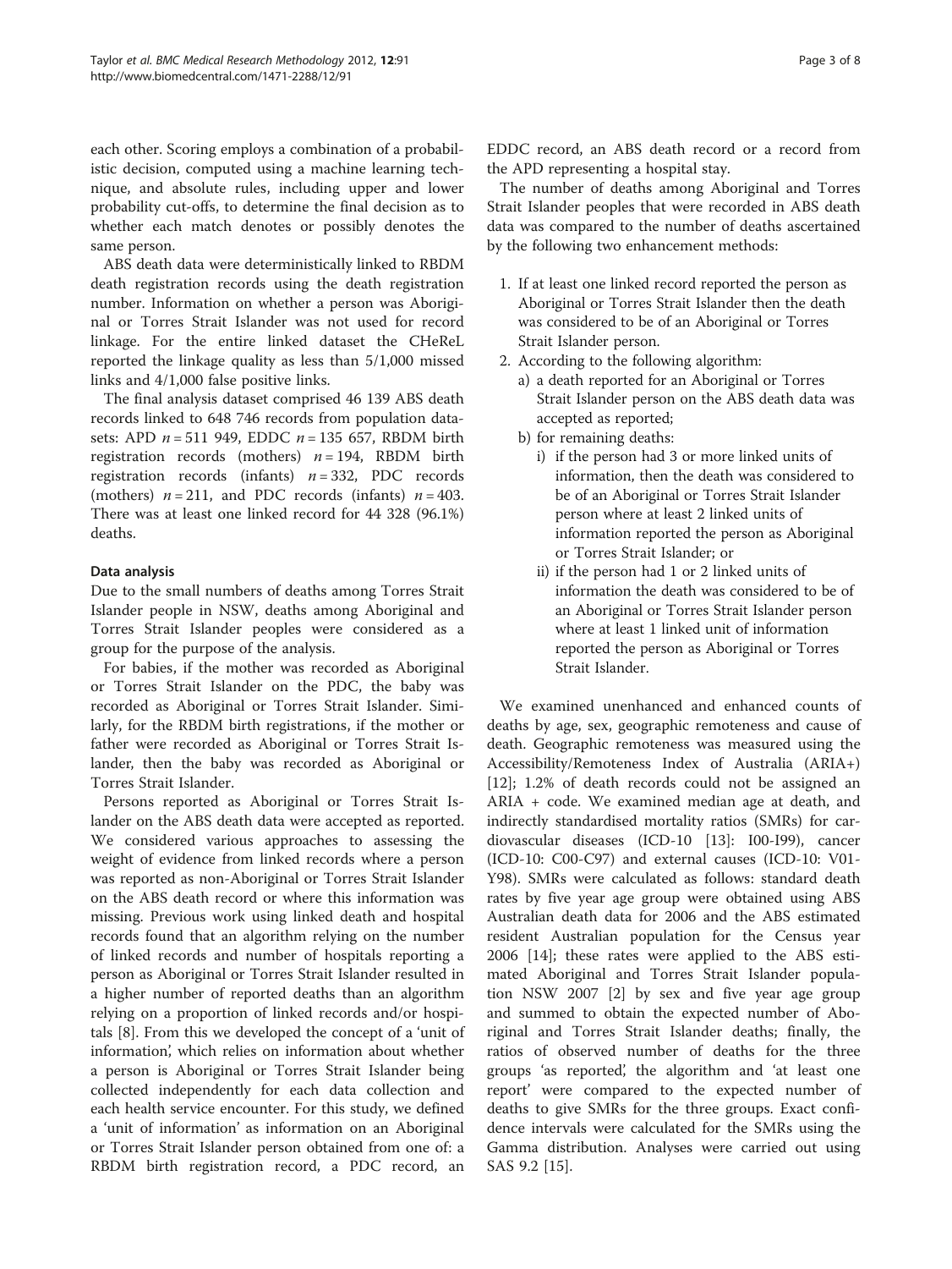each other. Scoring employs a combination of a probabilistic decision, computed using a machine learning technique, and absolute rules, including upper and lower probability cut-offs, to determine the final decision as to whether each match denotes or possibly denotes the same person.

ABS death data were deterministically linked to RBDM death registration records using the death registration number. Information on whether a person was Aboriginal or Torres Strait Islander was not used for record linkage. For the entire linked dataset the CHeReL reported the linkage quality as less than 5/1,000 missed links and 4/1,000 false positive links.

The final analysis dataset comprised 46 139 ABS death records linked to 648 746 records from population datasets: APD $n = 511\ 949$, EDDC $n = 135\ 657$, RBDM birth registration records (mothers) $n = 194$, RBDM birth registration records (infants) $n = 332$, PDC records (mothers) $n = 211$, and PDC records (infants) $n = 403$. There was at least one linked record for 44 328 (96.1%) deaths.

### Data analysis

Due to the small numbers of deaths among Torres Strait Islander people in NSW, deaths among Aboriginal and Torres Strait Islander peoples were considered as a group for the purpose of the analysis.

For babies, if the mother was recorded as Aboriginal or Torres Strait Islander on the PDC, the baby was recorded as Aboriginal or Torres Strait Islander. Similarly, for the RBDM birth registrations, if the mother or father were recorded as Aboriginal or Torres Strait Islander, then the baby was recorded as Aboriginal or Torres Strait Islander.

Persons reported as Aboriginal or Torres Strait Islander on the ABS death data were accepted as reported. We considered various approaches to assessing the weight of evidence from linked records where a person was reported as non-Aboriginal or Torres Strait Islander on the ABS death record or where this information was missing. Previous work using linked death and hospital records found that an algorithm relying on the number of linked records and number of hospitals reporting a person as Aboriginal or Torres Strait Islander resulted in a higher number of reported deaths than an algorithm relying on a proportion of linked records and/or hospitals [8]. From this we developed the concept of a 'unit of information', which relies on information about whether a person is Aboriginal or Torres Strait Islander being collected independently for each data collection and each health service encounter. For this study, we defined a 'unit of information' as information on an Aboriginal or Torres Strait Islander person obtained from one of: a RBDM birth registration record, a PDC record, an EDDC record, an ABS death record or a record from the APD representing a hospital stay.

The number of deaths among Aboriginal and Torres Strait Islander peoples that were recorded in ABS death data was compared to the number of deaths ascertained by the following two enhancement methods:

1. If at least one linked record reported the person as Aboriginal or Torres Strait Islander then the death was considered to be of an Aboriginal or Torres Strait Islander person.
2. According to the following algorithm:
   a) a death reported for an Aboriginal or Torres Strait Islander person on the ABS death data was accepted as reported;
   b) for remaining deaths:
      i) if the person had 3 or more linked units of information, then the death was considered to be of an Aboriginal or Torres Strait Islander person where at least 2 linked units of information reported the person as Aboriginal or Torres Strait Islander; or
      ii) if the person had 1 or 2 linked units of information the death was considered to be of an Aboriginal or Torres Strait Islander person where at least 1 linked unit of information reported the person as Aboriginal or Torres Strait Islander.

We examined unenhanced and enhanced counts of deaths by age, sex, geographic remoteness and cause of death. Geographic remoteness was measured using the Accessibility/Remoteness Index of Australia (ARIA+) [12]; 1.2% of death records could not be assigned an ARIA + code. We examined median age at death, and indirectly standardised mortality ratios (SMRs) for cardiovascular diseases (ICD-10 [13]: I00-I99), cancer (ICD-10: C00-C97) and external causes (ICD-10: V01-Y98). SMRs were calculated as follows: standard death rates by five year age group were obtained using ABS Australian death data for 2006 and the ABS estimated resident Australian population for the Census year 2006 [14]; these rates were applied to the ABS estimated Aboriginal and Torres Strait Islander population NSW 2007 [2] by sex and five year age group and summed to obtain the expected number of Aboriginal and Torres Strait Islander deaths; finally, the ratios of observed number of deaths for the three groups 'as reported', the algorithm and 'at least one report' were compared to the expected number of deaths to give SMRs for the three groups. Exact confidence intervals were calculated for the SMRs using the Gamma distribution. Analyses were carried out using SAS 9.2 [15].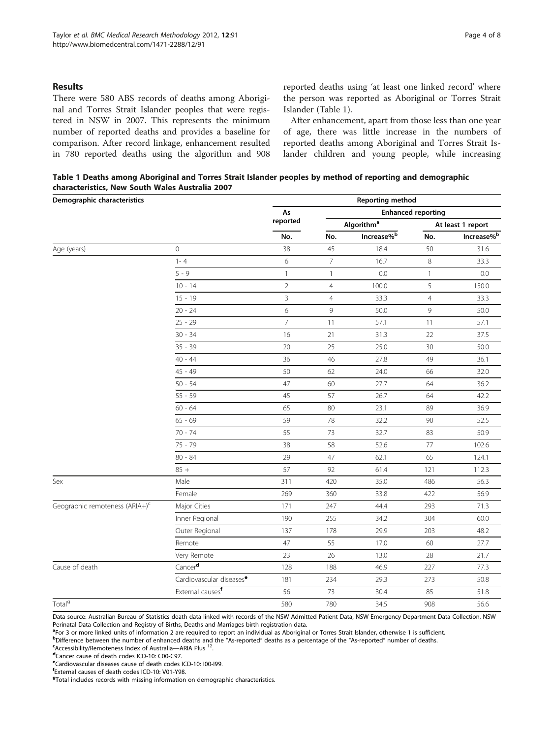## Results

There were 580 ABS records of deaths among Aboriginal and Torres Strait Islander peoples that were registered in NSW in 2007. This represents the minimum number of reported deaths and provides a baseline for comparison. After record linkage, enhancement resulted in 780 reported deaths using the algorithm and 908 reported deaths using 'at least one linked record' where the person was reported as Aboriginal or Torres Strait Islander (Table 1).

After enhancement, apart from those less than one year of age, there was little increase in the numbers of reported deaths among Aboriginal and Torres Strait Islander children and young people, while increasing

**Table 1 Deaths among Aboriginal and Torres Strait Islander peoples by method of reporting and demographic characteristics, New South Wales Australia 2007**

| Demographic characteristics | | Reporting method | | | | |
|---|---|---|---|---|---|---|
| | | As reported | Enhanced reporting | | | |
| | | | Algorithm[a] | | At least 1 report | |
| | | No. | No. | Increase%[b] | No. | Increase%[b] |
| Age (years) | 0 | 38 | 45 | 18.4 | 50 | 31.6 |
| | 1 - 4 | 6 | 7 | 16.7 | 8 | 33.3 |
| | 5 - 9 | 1 | 1 | 0.0 | 1 | 0.0 |
| | 10 - 14 | 2 | 4 | 100.0 | 5 | 150.0 |
| | 15 - 19 | 3 | 4 | 33.3 | 4 | 33.3 |
| | 20 - 24 | 6 | 9 | 50.0 | 9 | 50.0 |
| | 25 - 29 | 7 | 11 | 57.1 | 11 | 57.1 |
| | 30 - 34 | 16 | 21 | 31.3 | 22 | 37.5 |
| | 35 - 39 | 20 | 25 | 25.0 | 30 | 50.0 |
| | 40 - 44 | 36 | 46 | 27.8 | 49 | 36.1 |
| | 45 - 49 | 50 | 62 | 24.0 | 66 | 32.0 |
| | 50 - 54 | 47 | 60 | 27.7 | 64 | 36.2 |
| | 55 - 59 | 45 | 57 | 26.7 | 64 | 42.2 |
| | 60 - 64 | 65 | 80 | 23.1 | 89 | 36.9 |
| | 65 - 69 | 59 | 78 | 32.2 | 90 | 52.5 |
| | 70 - 74 | 55 | 73 | 32.7 | 83 | 50.9 |
| | 75 - 79 | 38 | 58 | 52.6 | 77 | 102.6 |
| | 80 - 84 | 29 | 47 | 62.1 | 65 | 124.1 |
| | 85 + | 57 | 92 | 61.4 | 121 | 112.3 |
| Sex | Male | 311 | 420 | 35.0 | 486 | 56.3 |
| | Female | 269 | 360 | 33.8 | 422 | 56.9 |
| Geographic remoteness (ARIA+)[c] | Major Cities | 171 | 247 | 44.4 | 293 | 71.3 |
| | Inner Regional | 190 | 255 | 34.2 | 304 | 60.0 |
| | Outer Regional | 137 | 178 | 29.9 | 203 | 48.2 |
| | Remote | 47 | 55 | 17.0 | 60 | 27.7 |
| | Very Remote | 23 | 26 | 13.0 | 28 | 21.7 |
| Cause of death | Cancer[d] | 128 | 188 | 46.9 | 227 | 77.3 |
| | Cardiovascular diseases[e] | 181 | 234 | 29.3 | 273 | 50.8 |
| | External causes[f] | 56 | 73 | 30.4 | 85 | 51.8 |
| Total[g] | | 580 | 780 | 34.5 | 908 | 56.6 |

Data source: Australian Bureau of Statistics death data linked with records of the NSW Admitted Patient Data, NSW Emergency Department Data Collection, NSW Perinatal Data Collection and Registry of Births, Deaths and Marriages birth registration data.

[a]For 3 or more linked units of information 2 are required to report an individual as Aboriginal or Torres Strait Islander, otherwise 1 is sufficient.

[b]Difference between the number of enhanced deaths and the "As-reported" deaths as a percentage of the "As-reported" number of deaths.

[c]Accessibility/Remoteness Index of Australia—ARIA Plus [12].

[d]Cancer cause of death codes ICD-10: C00-C97.

[e]Cardiovascular diseases cause of death codes ICD-10: I00-I99.

[f]External causes of death codes ICD-10: V01-Y98.

[g]Total includes records with missing information on demographic characteristics.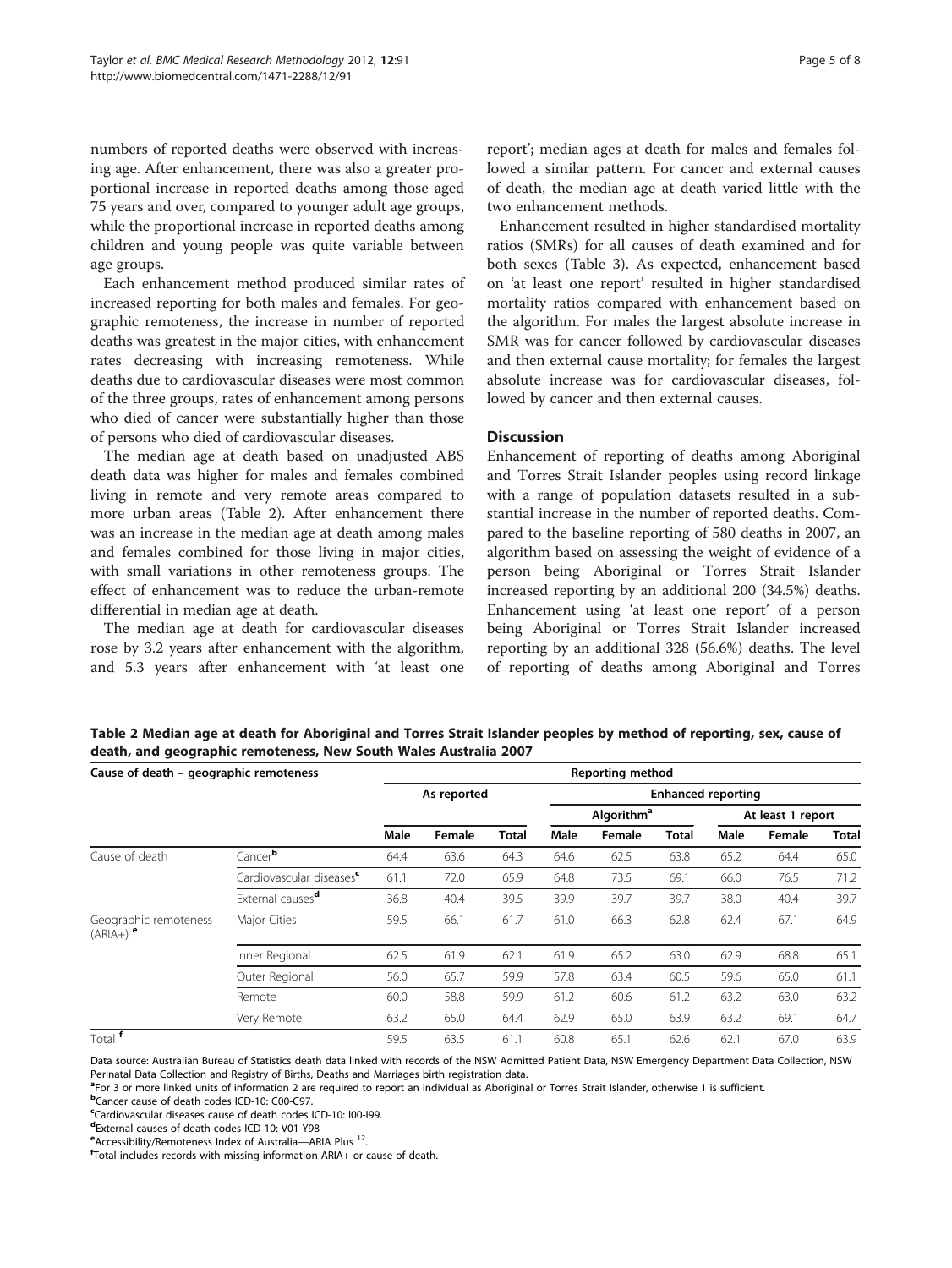numbers of reported deaths were observed with increasing age. After enhancement, there was also a greater proportional increase in reported deaths among those aged 75 years and over, compared to younger adult age groups, while the proportional increase in reported deaths among children and young people was quite variable between age groups.

Each enhancement method produced similar rates of increased reporting for both males and females. For geographic remoteness, the increase in number of reported deaths was greatest in the major cities, with enhancement rates decreasing with increasing remoteness. While deaths due to cardiovascular diseases were most common of the three groups, rates of enhancement among persons who died of cancer were substantially higher than those of persons who died of cardiovascular diseases.

The median age at death based on unadjusted ABS death data was higher for males and females combined living in remote and very remote areas compared to more urban areas (Table 2). After enhancement there was an increase in the median age at death among males and females combined for those living in major cities, with small variations in other remoteness groups. The effect of enhancement was to reduce the urban-remote differential in median age at death.

The median age at death for cardiovascular diseases rose by 3.2 years after enhancement with the algorithm, and 5.3 years after enhancement with 'at least one report'; median ages at death for males and females followed a similar pattern. For cancer and external causes of death, the median age at death varied little with the two enhancement methods.

Enhancement resulted in higher standardised mortality ratios (SMRs) for all causes of death examined and for both sexes (Table 3). As expected, enhancement based on 'at least one report' resulted in higher standardised mortality ratios compared with enhancement based on the algorithm. For males the largest absolute increase in SMR was for cancer followed by cardiovascular diseases and then external cause mortality; for females the largest absolute increase was for cardiovascular diseases, followed by cancer and then external causes.

## Discussion

Enhancement of reporting of deaths among Aboriginal and Torres Strait Islander peoples using record linkage with a range of population datasets resulted in a substantial increase in the number of reported deaths. Compared to the baseline reporting of 580 deaths in 2007, an algorithm based on assessing the weight of evidence of a person being Aboriginal or Torres Strait Islander increased reporting by an additional 200 (34.5%) deaths. Enhancement using 'at least one report' of a person being Aboriginal or Torres Strait Islander increased reporting by an additional 328 (56.6%) deaths. The level of reporting of deaths among Aboriginal and Torres

**Table 2 Median age at death for Aboriginal and Torres Strait Islander peoples by method of reporting, sex, cause of death, and geographic remoteness, New South Wales Australia 2007**

| Cause of death – geographic remoteness | | Reporting method | | | | | | | | |
|---|---|---|---|---|---|---|---|---|---|---|
| | | As reported | | | Enhanced reporting | | | | | |
| | | | | | Algorithm[a] | | | At least 1 report | | |
| | | Male | Female | Total | Male | Female | Total | Male | Female | Total |
| Cause of death | Cancer[b] | 64.4 | 63.6 | 64.3 | 64.6 | 62.5 | 63.8 | 65.2 | 64.4 | 65.0 |
| | Cardiovascular diseases[c] | 61.1 | 72.0 | 65.9 | 64.8 | 73.5 | 69.1 | 66.0 | 76.5 | 71.2 |
| | External causes[d] | 36.8 | 40.4 | 39.5 | 39.9 | 39.7 | 39.7 | 38.0 | 40.4 | 39.7 |
| Geographic remoteness (ARIA+)[e] | Major Cities | 59.5 | 66.1 | 61.7 | 61.0 | 66.3 | 62.8 | 62.4 | 67.1 | 64.9 |
| | Inner Regional | 62.5 | 61.9 | 62.1 | 61.9 | 65.2 | 63.0 | 62.9 | 68.8 | 65.1 |
| | Outer Regional | 56.0 | 65.7 | 59.9 | 57.8 | 63.4 | 60.5 | 59.6 | 65.0 | 61.1 |
| | Remote | 60.0 | 58.8 | 59.9 | 61.2 | 60.6 | 61.2 | 63.2 | 63.0 | 63.2 |
| | Very Remote | 63.2 | 65.0 | 64.4 | 62.9 | 65.0 | 63.9 | 63.2 | 69.1 | 64.7 |
| Total[f] | | 59.5 | 63.5 | 61.1 | 60.8 | 65.1 | 62.6 | 62.1 | 67.0 | 63.9 |

Data source: Australian Bureau of Statistics death data linked with records of the NSW Admitted Patient Data, NSW Emergency Department Data Collection, NSW Perinatal Data Collection and Registry of Births, Deaths and Marriages birth registration data.

[a]For 3 or more linked units of information 2 are required to report an individual as Aboriginal or Torres Strait Islander, otherwise 1 is sufficient.

[b]Cancer cause of death codes ICD-10: C00-C97.

[c]Cardiovascular diseases cause of death codes ICD-10: I00-I99.

[d]External causes of death codes ICD-10: V01-Y98

[e]Accessibility/Remoteness Index of Australia—ARIA Plus [12].

[f]Total includes records with missing information ARIA+ or cause of death.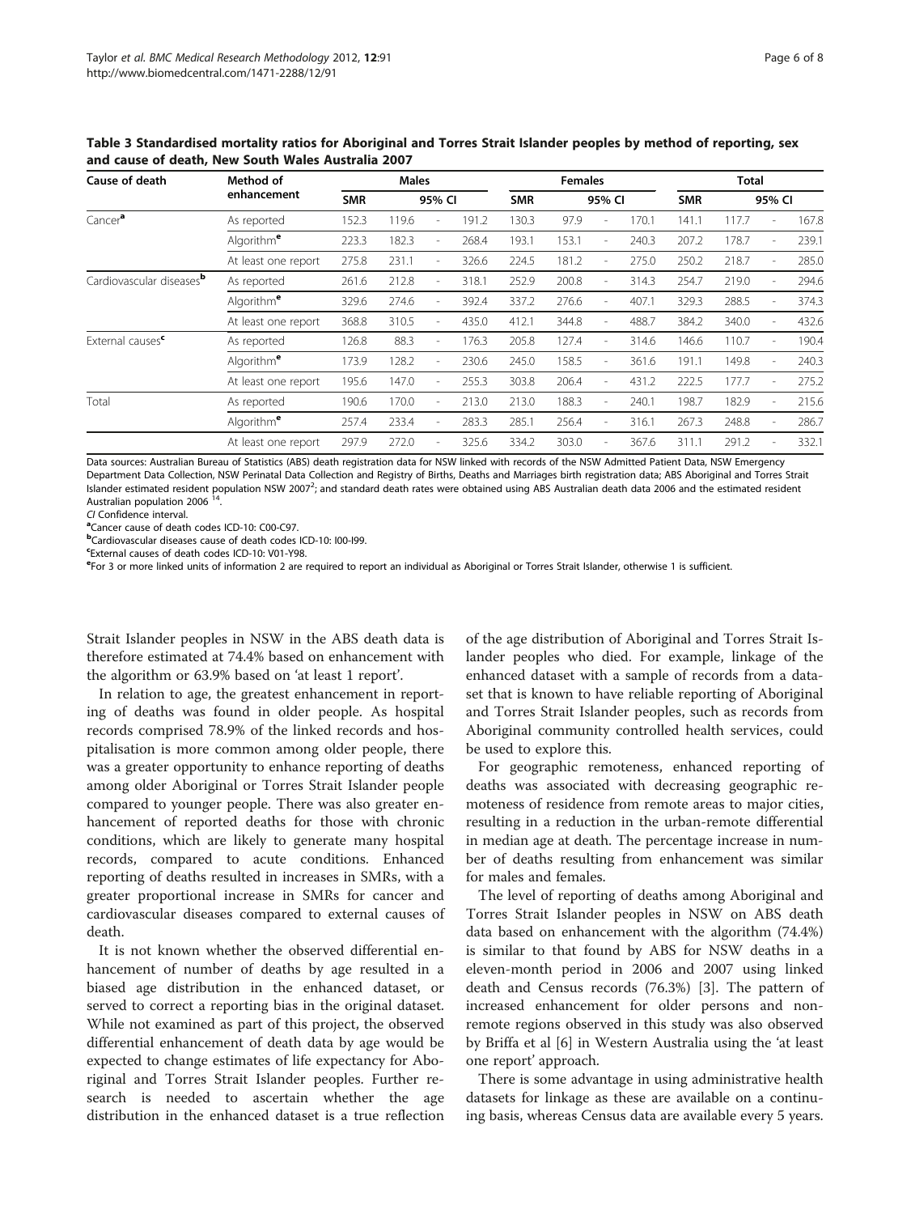**Table 3 Standardised mortality ratios for Aboriginal and Torres Strait Islander peoples by method of reporting, sex and cause of death, New South Wales Australia 2007**

| Cause of death | Method of enhancement | Males | | | | Females | | | | Total | | | |
|---|---|---|---|---|---|---|---|---|---|---|---|---|---|
| | | SMR | 95% CI | | | SMR | 95% CI | | | SMR | 95% CI | | |
| Cancer[a] | As reported | 152.3 | 119.6 | - | 191.2 | 130.3 | 97.9 | - | 170.1 | 141.1 | 117.7 | - | 167.8 |
| | Algorithm[e] | 223.3 | 182.3 | - | 268.4 | 193.1 | 153.1 | - | 240.3 | 207.2 | 178.7 | - | 239.1 |
| | At least one report | 275.8 | 231.1 | - | 326.6 | 224.5 | 181.2 | - | 275.0 | 250.2 | 218.7 | - | 285.0 |
| Cardiovascular diseases[b] | As reported | 261.6 | 212.8 | - | 318.1 | 252.9 | 200.8 | - | 314.3 | 254.7 | 219.0 | - | 294.6 |
| | Algorithm[e] | 329.6 | 274.6 | - | 392.4 | 337.2 | 276.6 | - | 407.1 | 329.3 | 288.5 | - | 374.3 |
| | At least one report | 368.8 | 310.5 | - | 435.0 | 412.1 | 344.8 | - | 488.7 | 384.2 | 340.0 | - | 432.6 |
| External causes[c] | As reported | 126.8 | 88.3 | - | 176.3 | 205.8 | 127.4 | - | 314.6 | 146.6 | 110.7 | - | 190.4 |
| | Algorithm[e] | 173.9 | 128.2 | - | 230.6 | 245.0 | 158.5 | - | 361.6 | 191.1 | 149.8 | - | 240.3 |
| | At least one report | 195.6 | 147.0 | - | 255.3 | 303.8 | 206.4 | - | 431.2 | 222.5 | 177.7 | - | 275.2 |
| Total | As reported | 190.6 | 170.0 | - | 213.0 | 213.0 | 188.3 | - | 240.1 | 198.7 | 182.9 | - | 215.6 |
| | Algorithm[e] | 257.4 | 233.4 | - | 283.3 | 285.1 | 256.4 | - | 316.1 | 267.3 | 248.8 | - | 286.7 |
| | At least one report | 297.9 | 272.0 | - | 325.6 | 334.2 | 303.0 | - | 367.6 | 311.1 | 291.2 | - | 332.1 |

Data sources: Australian Bureau of Statistics (ABS) death registration data for NSW linked with records of the NSW Admitted Patient Data, NSW Emergency Department Data Collection, NSW Perinatal Data Collection and Registry of Births, Deaths and Marriages birth registration data; ABS Aboriginal and Torres Strait Islander estimated resident population NSW 2007[2]; and standard death rates were obtained using ABS Australian death data 2006 and the estimated resident Australian population 2006 [14].

*CI* Confidence interval.

[a]Cancer cause of death codes ICD-10: C00-C97.

[b]Cardiovascular diseases cause of death codes ICD-10: I00-I99.

[c]External causes of death codes ICD-10: V01-Y98.

[e]For 3 or more linked units of information 2 are required to report an individual as Aboriginal or Torres Strait Islander, otherwise 1 is sufficient.

Strait Islander peoples in NSW in the ABS death data is therefore estimated at 74.4% based on enhancement with the algorithm or 63.9% based on 'at least 1 report'.

In relation to age, the greatest enhancement in reporting of deaths was found in older people. As hospital records comprised 78.9% of the linked records and hospitalisation is more common among older people, there was a greater opportunity to enhance reporting of deaths among older Aboriginal or Torres Strait Islander people compared to younger people. There was also greater enhancement of reported deaths for those with chronic conditions, which are likely to generate many hospital records, compared to acute conditions. Enhanced reporting of deaths resulted in increases in SMRs, with a greater proportional increase in SMRs for cancer and cardiovascular diseases compared to external causes of death.

It is not known whether the observed differential enhancement of number of deaths by age resulted in a biased age distribution in the enhanced dataset, or served to correct a reporting bias in the original dataset. While not examined as part of this project, the observed differential enhancement of death data by age would be expected to change estimates of life expectancy for Aboriginal and Torres Strait Islander peoples. Further research is needed to ascertain whether the age distribution in the enhanced dataset is a true reflection of the age distribution of Aboriginal and Torres Strait Islander peoples who died. For example, linkage of the enhanced dataset with a sample of records from a dataset that is known to have reliable reporting of Aboriginal and Torres Strait Islander peoples, such as records from Aboriginal community controlled health services, could be used to explore this.

For geographic remoteness, enhanced reporting of deaths was associated with decreasing geographic remoteness of residence from remote areas to major cities, resulting in a reduction in the urban-remote differential in median age at death. The percentage increase in number of deaths resulting from enhancement was similar for males and females.

The level of reporting of deaths among Aboriginal and Torres Strait Islander peoples in NSW on ABS death data based on enhancement with the algorithm (74.4%) is similar to that found by ABS for NSW deaths in a eleven-month period in 2006 and 2007 using linked death and Census records (76.3%) [3]. The pattern of increased enhancement for older persons and non-remote regions observed in this study was also observed by Briffa et al [6] in Western Australia using the 'at least one report' approach.

There is some advantage in using administrative health datasets for linkage as these are available on a continuing basis, whereas Census data are available every 5 years.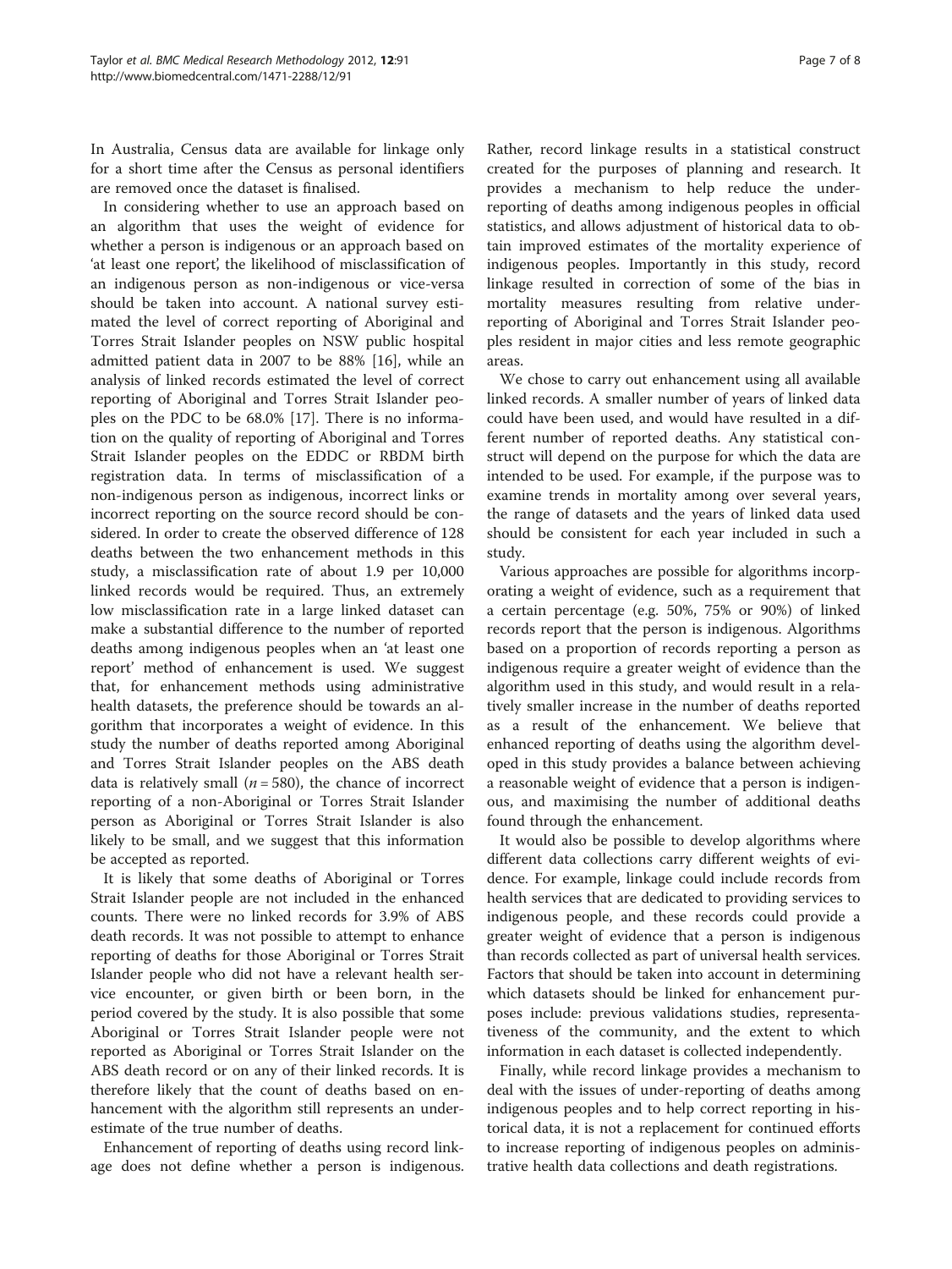In Australia, Census data are available for linkage only for a short time after the Census as personal identifiers are removed once the dataset is finalised.

In considering whether to use an approach based on an algorithm that uses the weight of evidence for whether a person is indigenous or an approach based on 'at least one report', the likelihood of misclassification of an indigenous person as non-indigenous or vice-versa should be taken into account. A national survey estimated the level of correct reporting of Aboriginal and Torres Strait Islander peoples on NSW public hospital admitted patient data in 2007 to be 88% [16], while an analysis of linked records estimated the level of correct reporting of Aboriginal and Torres Strait Islander peoples on the PDC to be 68.0% [17]. There is no information on the quality of reporting of Aboriginal and Torres Strait Islander peoples on the EDDC or RBDM birth registration data. In terms of misclassification of a non-indigenous person as indigenous, incorrect links or incorrect reporting on the source record should be considered. In order to create the observed difference of 128 deaths between the two enhancement methods in this study, a misclassification rate of about 1.9 per 10,000 linked records would be required. Thus, an extremely low misclassification rate in a large linked dataset can make a substantial difference to the number of reported deaths among indigenous peoples when an 'at least one report' method of enhancement is used. We suggest that, for enhancement methods using administrative health datasets, the preference should be towards an algorithm that incorporates a weight of evidence. In this study the number of deaths reported among Aboriginal and Torres Strait Islander peoples on the ABS death data is relatively small ($n = 580$), the chance of incorrect reporting of a non-Aboriginal or Torres Strait Islander person as Aboriginal or Torres Strait Islander is also likely to be small, and we suggest that this information be accepted as reported.

It is likely that some deaths of Aboriginal or Torres Strait Islander people are not included in the enhanced counts. There were no linked records for 3.9% of ABS death records. It was not possible to attempt to enhance reporting of deaths for those Aboriginal or Torres Strait Islander people who did not have a relevant health service encounter, or given birth or been born, in the period covered by the study. It is also possible that some Aboriginal or Torres Strait Islander people were not reported as Aboriginal or Torres Strait Islander on the ABS death record or on any of their linked records. It is therefore likely that the count of deaths based on enhancement with the algorithm still represents an underestimate of the true number of deaths.

Enhancement of reporting of deaths using record linkage does not define whether a person is indigenous. Rather, record linkage results in a statistical construct created for the purposes of planning and research. It provides a mechanism to help reduce the under-reporting of deaths among indigenous peoples in official statistics, and allows adjustment of historical data to obtain improved estimates of the mortality experience of indigenous peoples. Importantly in this study, record linkage resulted in correction of some of the bias in mortality measures resulting from relative under-reporting of Aboriginal and Torres Strait Islander peoples resident in major cities and less remote geographic areas.

We chose to carry out enhancement using all available linked records. A smaller number of years of linked data could have been used, and would have resulted in a different number of reported deaths. Any statistical construct will depend on the purpose for which the data are intended to be used. For example, if the purpose was to examine trends in mortality among over several years, the range of datasets and the years of linked data used should be consistent for each year included in such a study.

Various approaches are possible for algorithms incorporating a weight of evidence, such as a requirement that a certain percentage (e.g. 50%, 75% or 90%) of linked records report that the person is indigenous. Algorithms based on a proportion of records reporting a person as indigenous require a greater weight of evidence than the algorithm used in this study, and would result in a relatively smaller increase in the number of deaths reported as a result of the enhancement. We believe that enhanced reporting of deaths using the algorithm developed in this study provides a balance between achieving a reasonable weight of evidence that a person is indigenous, and maximising the number of additional deaths found through the enhancement.

It would also be possible to develop algorithms where different data collections carry different weights of evidence. For example, linkage could include records from health services that are dedicated to providing services to indigenous people, and these records could provide a greater weight of evidence that a person is indigenous than records collected as part of universal health services. Factors that should be taken into account in determining which datasets should be linked for enhancement purposes include: previous validations studies, representativeness of the community, and the extent to which information in each dataset is collected independently.

Finally, while record linkage provides a mechanism to deal with the issues of under-reporting of deaths among indigenous peoples and to help correct reporting in historical data, it is not a replacement for continued efforts to increase reporting of indigenous peoples on administrative health data collections and death registrations.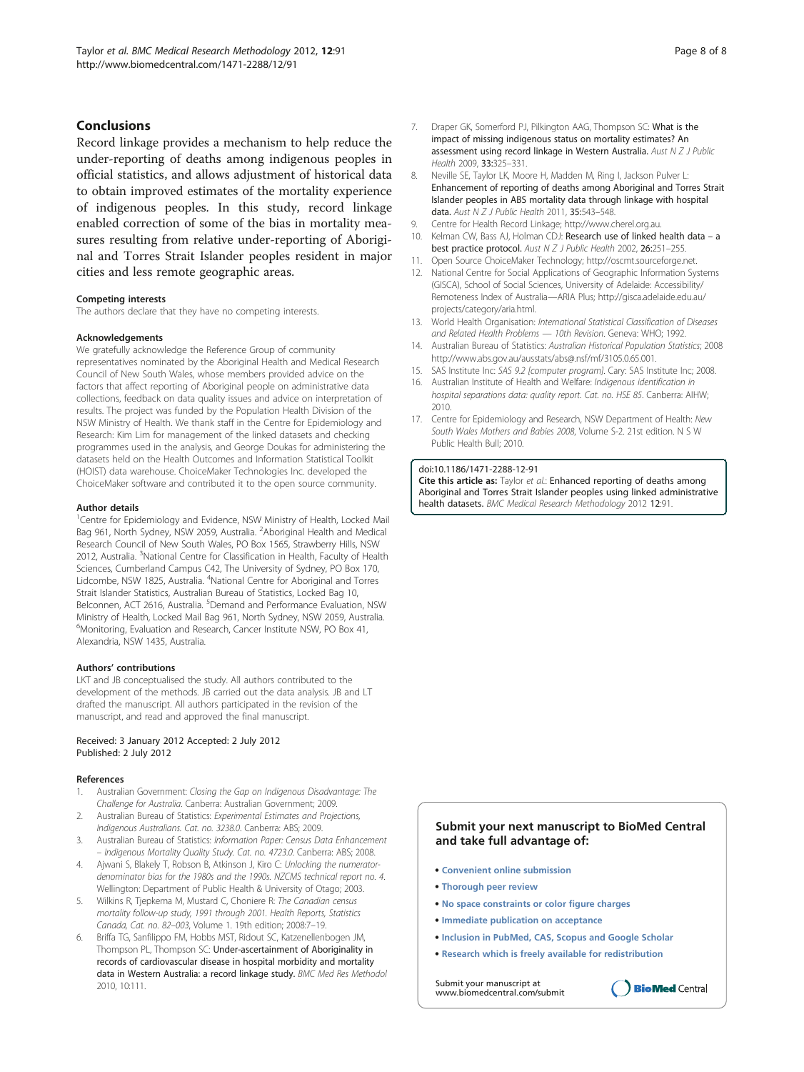## Conclusions

Record linkage provides a mechanism to help reduce the under-reporting of deaths among indigenous peoples in official statistics, and allows adjustment of historical data to obtain improved estimates of the mortality experience of indigenous peoples. In this study, record linkage enabled correction of some of the bias in mortality measures resulting from relative under-reporting of Aboriginal and Torres Strait Islander peoples resident in major cities and less remote geographic areas.

#### Competing interests

The authors declare that they have no competing interests.

#### Acknowledgements

We gratefully acknowledge the Reference Group of community representatives nominated by the Aboriginal Health and Medical Research Council of New South Wales, whose members provided advice on the factors that affect reporting of Aboriginal people on administrative data collections, feedback on data quality issues and advice on interpretation of results. The project was funded by the Population Health Division of the NSW Ministry of Health. We thank staff in the Centre for Epidemiology and Research: Kim Lim for management of the linked datasets and checking programmes used in the analysis, and George Doukas for administering the datasets held on the Health Outcomes and Information Statistical Toolkit (HOIST) data warehouse. ChoiceMaker Technologies Inc. developed the ChoiceMaker software and contributed it to the open source community.

#### Author details

[1]Centre for Epidemiology and Evidence, NSW Ministry of Health, Locked Mail Bag 961, North Sydney, NSW 2059, Australia. [2]Aboriginal Health and Medical Research Council of New South Wales, PO Box 1565, Strawberry Hills, NSW 2012, Australia. [3]National Centre for Classification in Health, Faculty of Health Sciences, Cumberland Campus C42, The University of Sydney, PO Box 170, Lidcombe, NSW 1825, Australia. [4]National Centre for Aboriginal and Torres Strait Islander Statistics, Australian Bureau of Statistics, Locked Bag 10, Belconnen, ACT 2616, Australia. [5]Demand and Performance Evaluation, NSW Ministry of Health, Locked Mail Bag 961, North Sydney, NSW 2059, Australia. [6]Monitoring, Evaluation and Research, Cancer Institute NSW, PO Box 41, Alexandria, NSW 1435, Australia.

#### Authors' contributions

LKT and JB conceptualised the study. All authors contributed to the development of the methods. JB carried out the data analysis. JB and LT drafted the manuscript. All authors participated in the revision of the manuscript, and read and approved the final manuscript.

Received: 3 January 2012 Accepted: 2 July 2012
Published: 2 July 2012

#### References

1. Australian Government: *Closing the Gap on Indigenous Disadvantage: The Challenge for Australia*. Canberra: Australian Government; 2009.
2. Australian Bureau of Statistics: *Experimental Estimates and Projections, Indigenous Australians. Cat. no. 3238.0*. Canberra: ABS; 2009.
3. Australian Bureau of Statistics: *Information Paper: Census Data Enhancement – Indigenous Mortality Quality Study. Cat. no. 4723.0*. Canberra: ABS; 2008.
4. Ajwani S, Blakely T, Robson B, Atkinson J, Kiro C: *Unlocking the numerator-denominator bias for the 1980s and the 1990s. NZCMS technical report no. 4*. Wellington: Department of Public Health & University of Otago; 2003.
5. Wilkins R, Tjepkema M, Mustard C, Choniere R: *The Canadian census mortality follow-up study, 1991 through 2001. Health Reports, Statistics Canada, Cat. no. 82–003*, Volume 1. 19th edition; 2008:7–19.
6. Briffa TG, Sanfilippo FM, Hobbs MST, Ridout SC, Katzenellenbogen JM, Thompson PL, Thompson SC: **Under-ascertainment of Aboriginality in records of cardiovascular disease in hospital morbidity and mortality data in Western Australia: a record linkage study.** *BMC Med Res Methodol* 2010, 10:111.
7. Draper GK, Somerford PJ, Pilkington AAG, Thompson SC: **What is the impact of missing indigenous status on mortality estimates? An assessment using record linkage in Western Australia.** *Aust N Z J Public Health* 2009, **33:**325–331.
8. Neville SE, Taylor LK, Moore H, Madden M, Ring I, Jackson Pulver L: **Enhancement of reporting of deaths among Aboriginal and Torres Strait Islander peoples in ABS mortality data through linkage with hospital data.** *Aust N Z J Public Health* 2011, **35:**543–548.
9. Centre for Health Record Linkage; http://www.cherel.org.au.
10. Kelman CW, Bass AJ, Holman CDJ: **Research use of linked health data – a best practice protocol.** *Aust N Z J Public Health* 2002, **26:**251–255.
11. Open Source ChoiceMaker Technology; http://oscmt.sourceforge.net.
12. National Centre for Social Applications of Geographic Information Systems (GISCA), School of Social Sciences, University of Adelaide: Accessibility/ Remoteness Index of Australia—ARIA Plus; http://gisca.adelaide.edu.au/ projects/category/aria.html.
13. World Health Organisation: *International Statistical Classification of Diseases and Related Health Problems — 10th Revision*. Geneva: WHO; 1992.
14. Australian Bureau of Statistics: *Australian Historical Population Statistics*; 2008 http://www.abs.gov.au/ausstats/abs@.nsf/mf/3105.0.65.001.
15. SAS Institute Inc: *SAS 9.2 [computer program]*. Cary: SAS Institute Inc; 2008.
16. Australian Institute of Health and Welfare: *Indigenous identification in hospital separations data: quality report. Cat. no. HSE 85*. Canberra: AIHW; 2010.
17. Centre for Epidemiology and Research, NSW Department of Health: *New South Wales Mothers and Babies 2008*, Volume S-2. 21st edition. N S W Public Health Bull; 2010.

doi:10.1186/1471-2288-12-91
**Cite this article as:** Taylor *et al.*: Enhanced reporting of deaths among Aboriginal and Torres Strait Islander peoples using linked administrative health datasets. *BMC Medical Research Methodology* 2012 **12**:91.

**Submit your next manuscript to BioMed Central and take full advantage of:**

- **Convenient online submission**
- **Thorough peer review**
- **No space constraints or color figure charges**
- **Immediate publication on acceptance**
- **Inclusion in PubMed, CAS, Scopus and Google Scholar**
- **Research which is freely available for redistribution**

Submit your manuscript at
www.biomedcentral.com/submit